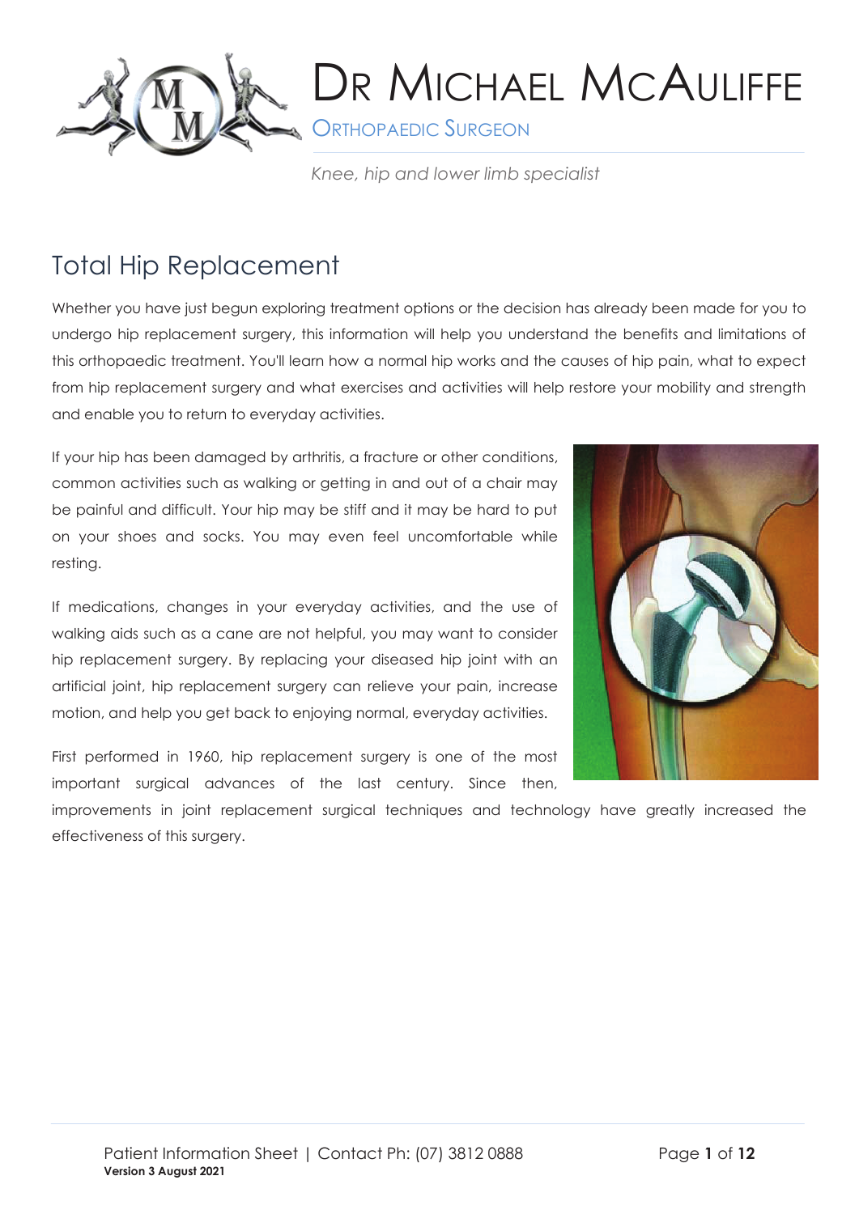# Dr Michael McAuliffe

Orthopaedic Surgeon

*Knee, hip and lower limb specialist*

## Total Hip Replacement

Whether you have just begun exploring treatment options or the decision has already been made for you to undergo hip replacement surgery, this information will help you understand the benefits and limitations of this orthopaedic treatment. You'll learn how a normal hip works and the causes of hip pain, what to expect from hip replacement surgery and what exercises and activities will help restore your mobility and strength and enable you to return to everyday activities.

If your hip has been damaged by arthritis, a fracture or other conditions, common activities such as walking or getting in and out of a chair may be painful and difficult. Your hip may be stiff and it may be hard to put on your shoes and socks. You may even feel uncomfortable while resting.

If medications, changes in your everyday activities, and the use of walking aids such as a cane are not helpful, you may want to consider hip replacement surgery. By replacing your diseased hip joint with an artificial joint, hip replacement surgery can relieve your pain, increase motion, and help you get back to enjoying normal, everyday activities.

First performed in 1960, hip replacement surgery is one of the most important surgical advances of the last century. Since then, improvements in joint replacement surgical techniques and technology have greatly increased the effectiveness of this surgery.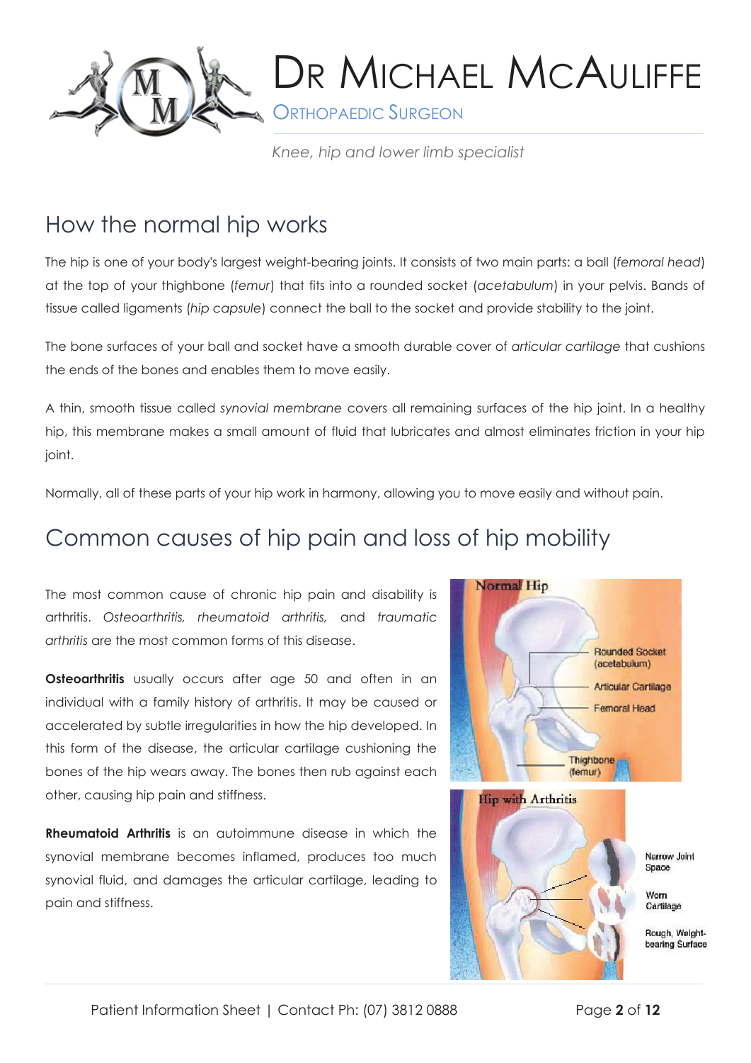## How the normal hip works

The hip is one of your body's largest weight-bearing joints. It consists of two main parts: a ball (*femoral head*) at the top of your thighbone (*femur*) that fits into a rounded socket (*acetabulum*) in your pelvis. Bands of tissue called ligaments (*hip capsule*) connect the ball to the socket and provide stability to the joint.

The bone surfaces of your ball and socket have a smooth durable cover of *articular cartilage* that cushions the ends of the bones and enables them to move easily.

A thin, smooth tissue called *synovial membrane* covers all remaining surfaces of the hip joint. In a healthy hip, this membrane makes a small amount of fluid that lubricates and almost eliminates friction in your hip joint.

Normally, all of these parts of your hip work in harmony, allowing you to move easily and without pain.

## Common causes of hip pain and loss of hip mobility

The most common cause of chronic hip pain and disability is arthritis. *Osteoarthritis, rheumatoid arthritis,* and *traumatic arthritis* are the most common forms of this disease.

**Osteoarthritis** usually occurs after age 50 and often in an individual with a family history of arthritis. It may be caused or accelerated by subtle irregularities in how the hip developed. In this form of the disease, the articular cartilage cushioning the bones of the hip wears away. The bones then rub against each other, causing hip pain and stiffness.

**Rheumatoid Arthritis** is an autoimmune disease in which the synovial membrane becomes inflamed, produces too much synovial fluid, and damages the articular cartilage, leading to pain and stiffness.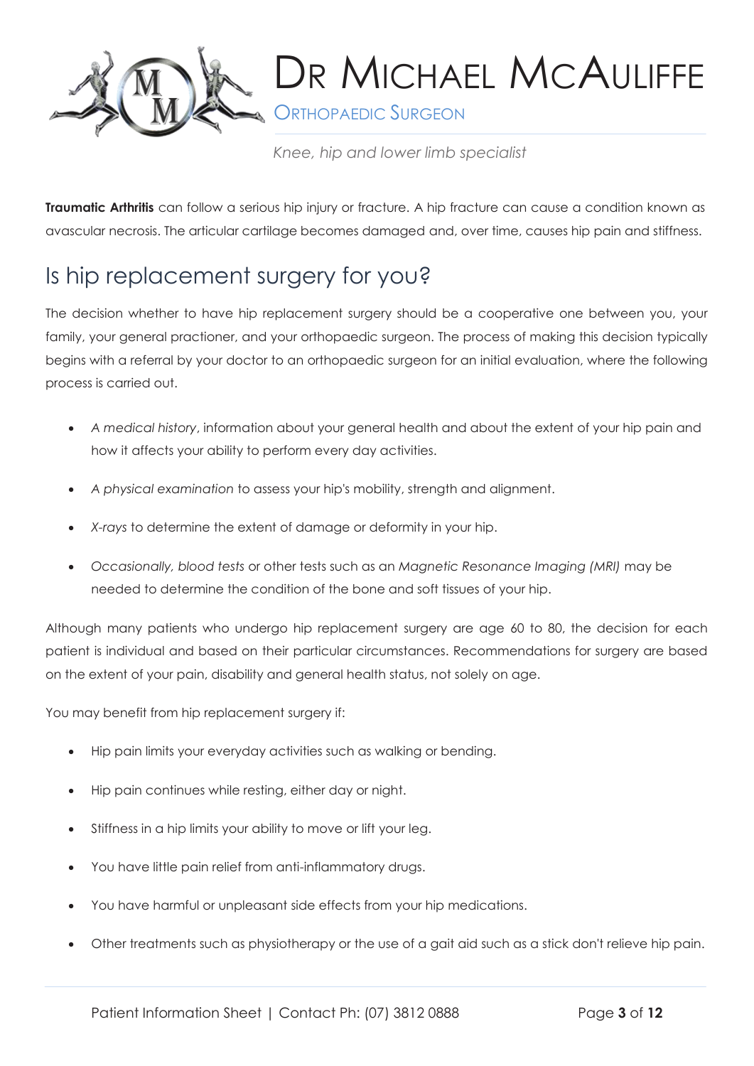**Traumatic Arthritis** can follow a serious hip injury or fracture. A hip fracture can cause a condition known as avascular necrosis. The articular cartilage becomes damaged and, over time, causes hip pain and stiffness.

## Is hip replacement surgery for you?

The decision whether to have hip replacement surgery should be a cooperative one between you, your family, your general practioner, and your orthopaedic surgeon. The process of making this decision typically begins with a referral by your doctor to an orthopaedic surgeon for an initial evaluation, where the following process is carried out.

- *A medical history*, information about your general health and about the extent of your hip pain and how it affects your ability to perform every day activities.
- *A physical examination* to assess your hip's mobility, strength and alignment.
- *X-rays* to determine the extent of damage or deformity in your hip.
- *Occasionally, blood tests* or other tests such as an *Magnetic Resonance Imaging (MRI)* may be needed to determine the condition of the bone and soft tissues of your hip.

Although many patients who undergo hip replacement surgery are age 60 to 80, the decision for each patient is individual and based on their particular circumstances. Recommendations for surgery are based on the extent of your pain, disability and general health status, not solely on age.

You may benefit from hip replacement surgery if:

- Hip pain limits your everyday activities such as walking or bending.
- Hip pain continues while resting, either day or night.
- Stiffness in a hip limits your ability to move or lift your leg.
- You have little pain relief from anti-inflammatory drugs.
- You have harmful or unpleasant side effects from your hip medications.
- Other treatments such as physiotherapy or the use of a gait aid such as a stick don't relieve hip pain.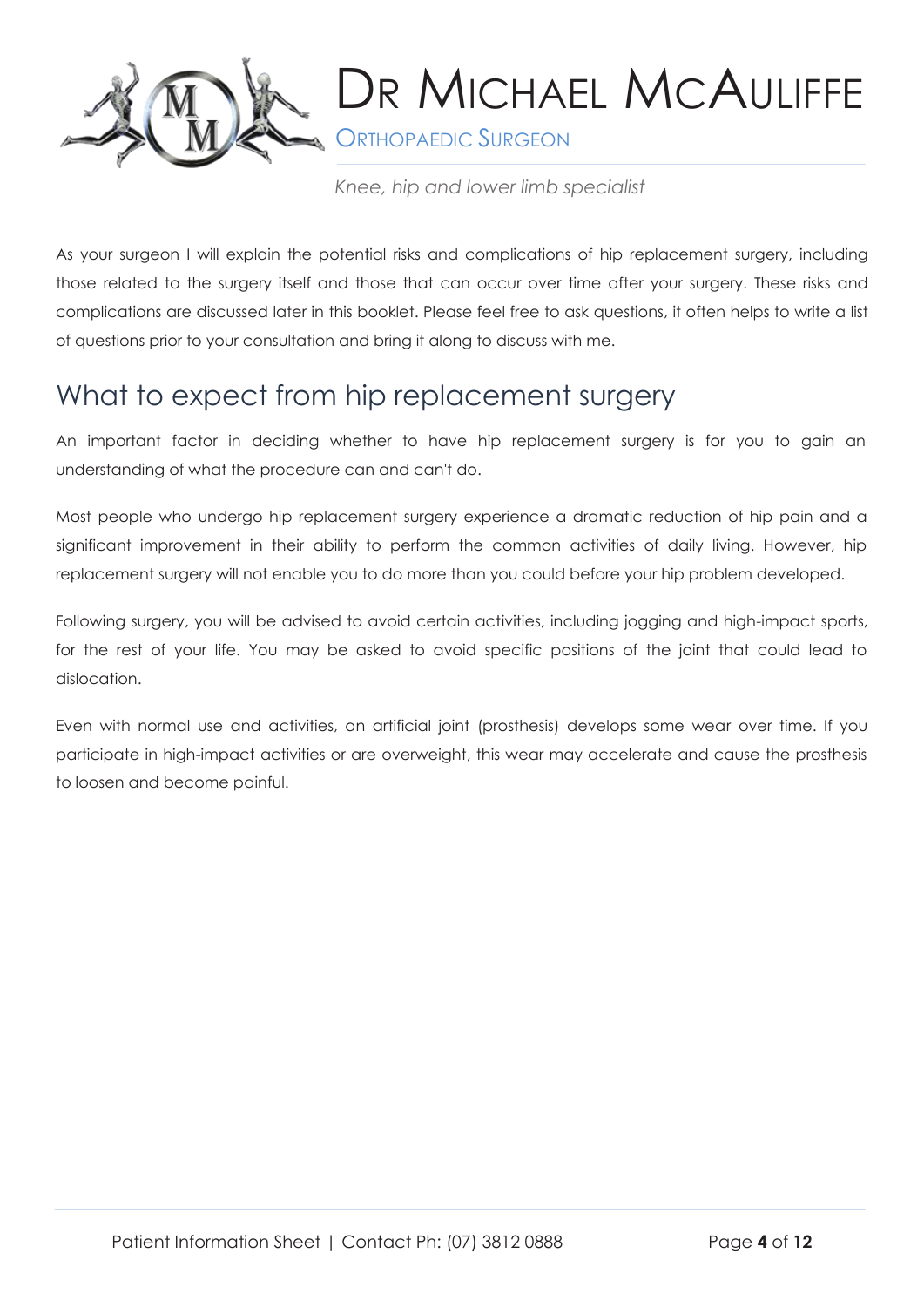As your surgeon I will explain the potential risks and complications of hip replacement surgery, including those related to the surgery itself and those that can occur over time after your surgery. These risks and complications are discussed later in this booklet. Please feel free to ask questions, it often helps to write a list of questions prior to your consultation and bring it along to discuss with me.

## What to expect from hip replacement surgery

An important factor in deciding whether to have hip replacement surgery is for you to gain an understanding of what the procedure can and can't do.

Most people who undergo hip replacement surgery experience a dramatic reduction of hip pain and a significant improvement in their ability to perform the common activities of daily living. However, hip replacement surgery will not enable you to do more than you could before your hip problem developed.

Following surgery, you will be advised to avoid certain activities, including jogging and high-impact sports, for the rest of your life. You may be asked to avoid specific positions of the joint that could lead to dislocation.

Even with normal use and activities, an artificial joint (prosthesis) develops some wear over time. If you participate in high-impact activities or are overweight, this wear may accelerate and cause the prosthesis to loosen and become painful.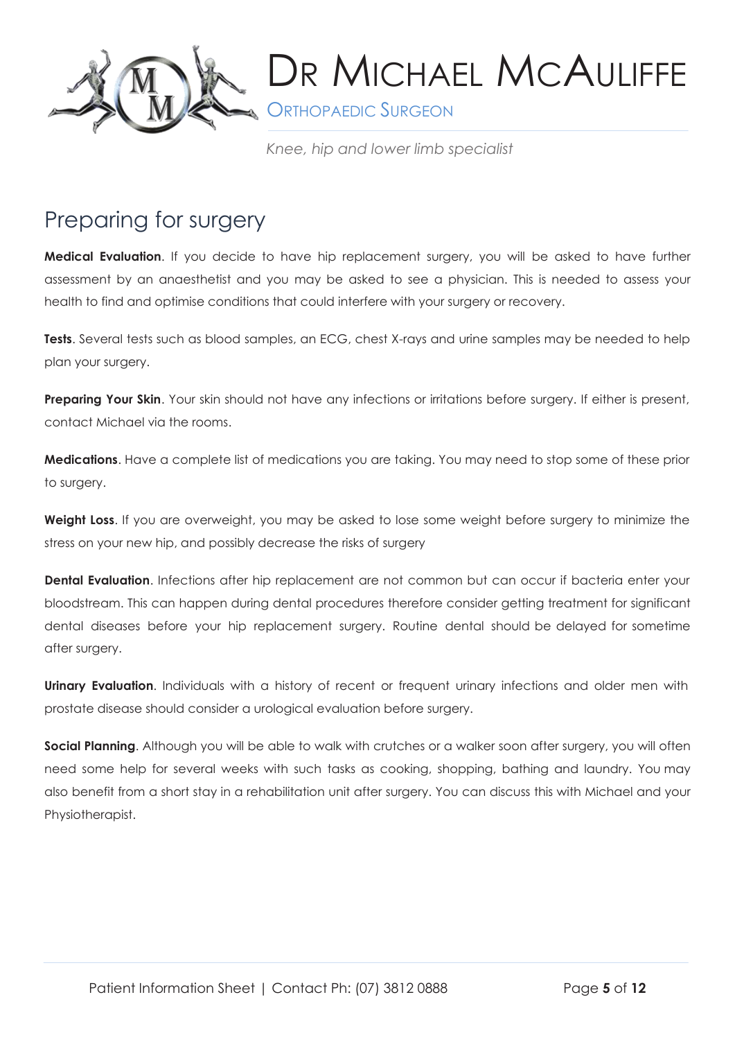## Preparing for surgery

**Medical Evaluation**. If you decide to have hip replacement surgery, you will be asked to have further assessment by an anaesthetist and you may be asked to see a physician. This is needed to assess your health to find and optimise conditions that could interfere with your surgery or recovery.

**Tests**. Several tests such as blood samples, an ECG, chest X-rays and urine samples may be needed to help plan your surgery.

**Preparing Your Skin**. Your skin should not have any infections or irritations before surgery. If either is present, contact Michael via the rooms.

**Medications**. Have a complete list of medications you are taking. You may need to stop some of these prior to surgery.

**Weight Loss**. If you are overweight, you may be asked to lose some weight before surgery to minimize the stress on your new hip, and possibly decrease the risks of surgery

**Dental Evaluation**. Infections after hip replacement are not common but can occur if bacteria enter your bloodstream. This can happen during dental procedures therefore consider getting treatment for significant dental diseases before your hip replacement surgery. Routine dental should be delayed for sometime after surgery.

**Urinary Evaluation**. Individuals with a history of recent or frequent urinary infections and older men with prostate disease should consider a urological evaluation before surgery.

**Social Planning**. Although you will be able to walk with crutches or a walker soon after surgery, you will often need some help for several weeks with such tasks as cooking, shopping, bathing and laundry. You may also benefit from a short stay in a rehabilitation unit after surgery. You can discuss this with Michael and your Physiotherapist.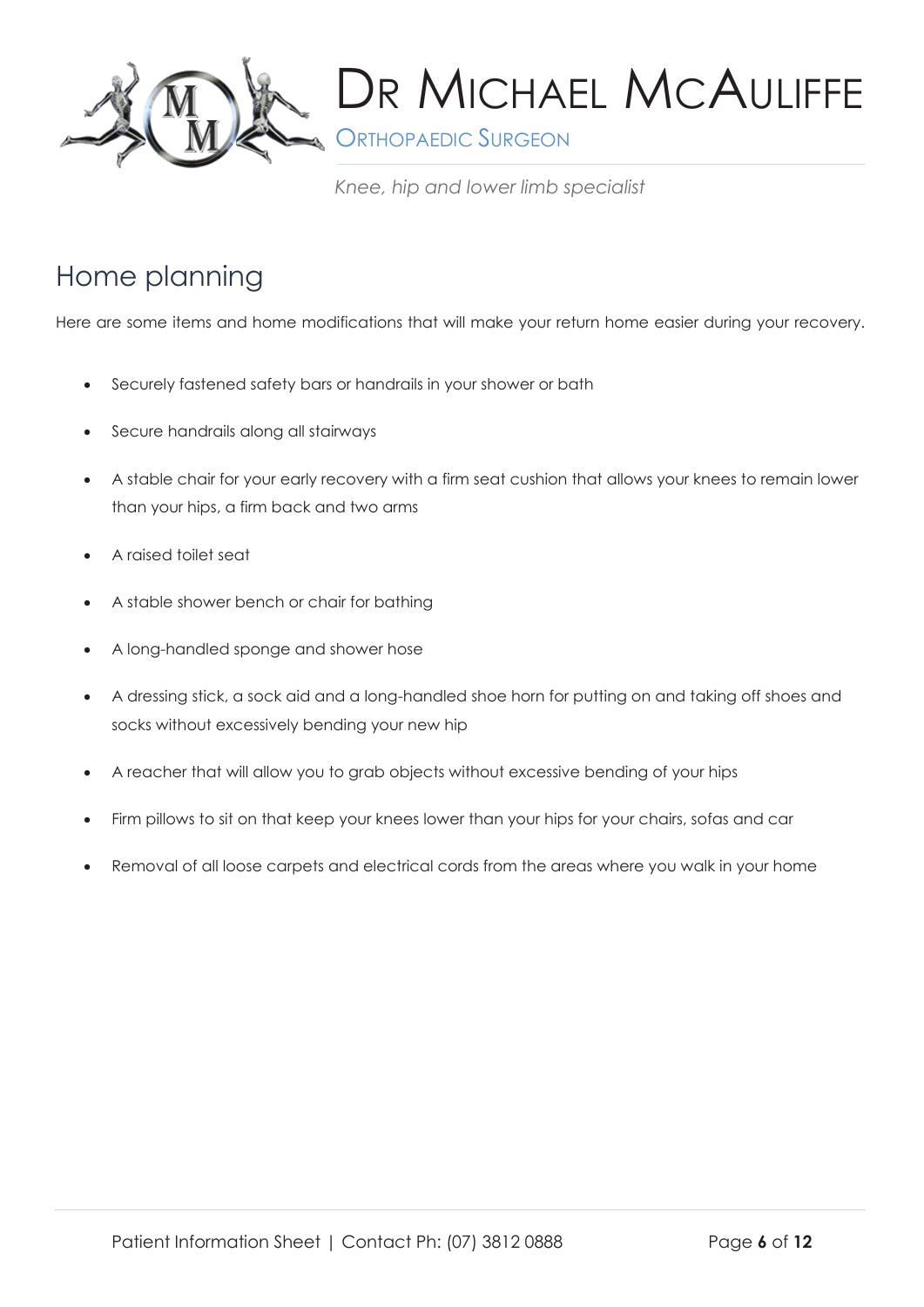## Home planning

Here are some items and home modifications that will make your return home easier during your recovery.

- Securely fastened safety bars or handrails in your shower or bath
- Secure handrails along all stairways
- A stable chair for your early recovery with a firm seat cushion that allows your knees to remain lower than your hips, a firm back and two arms
- A raised toilet seat
- A stable shower bench or chair for bathing
- A long-handled sponge and shower hose
- A dressing stick, a sock aid and a long-handled shoe horn for putting on and taking off shoes and socks without excessively bending your new hip
- A reacher that will allow you to grab objects without excessive bending of your hips
- Firm pillows to sit on that keep your knees lower than your hips for your chairs, sofas and car
- Removal of all loose carpets and electrical cords from the areas where you walk in your home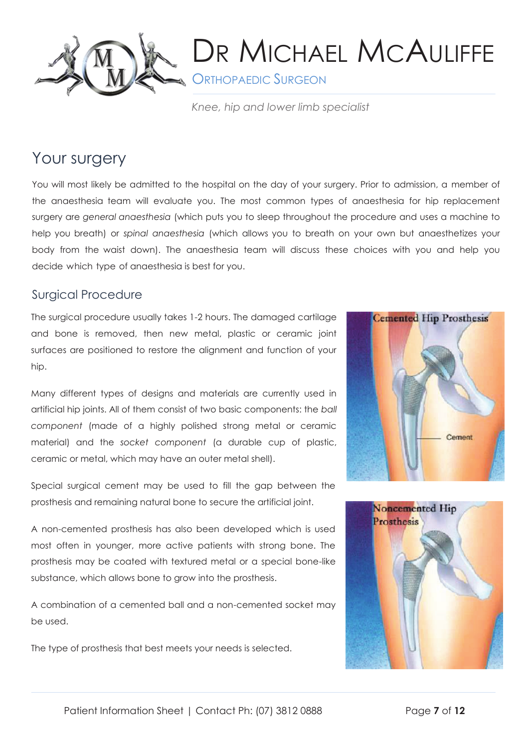# Your surgery

You will most likely be admitted to the hospital on the day of your surgery. Prior to admission, a member of the anaesthesia team will evaluate you. The most common types of anaesthesia for hip replacement surgery are *general anaesthesia* (which puts you to sleep throughout the procedure and uses a machine to help you breath) or *spinal anaesthesia* (which allows you to breath on your own but anaesthetizes your body from the waist down). The anaesthesia team will discuss these choices with you and help you decide which type of anaesthesia is best for you.

## Surgical Procedure

The surgical procedure usually takes 1-2 hours. The damaged cartilage and bone is removed, then new metal, plastic or ceramic joint surfaces are positioned to restore the alignment and function of your hip.

Many different types of designs and materials are currently used in artificial hip joints. All of them consist of two basic components: the *ball component* (made of a highly polished strong metal or ceramic material) and the *socket component* (a durable cup of plastic, ceramic or metal, which may have an outer metal shell).

Special surgical cement may be used to fill the gap between the prosthesis and remaining natural bone to secure the artificial joint.

A non-cemented prosthesis has also been developed which is used most often in younger, more active patients with strong bone. The prosthesis may be coated with textured metal or a special bone-like substance, which allows bone to grow into the prosthesis.

A combination of a cemented ball and a non-cemented socket may be used.

The type of prosthesis that best meets your needs is selected.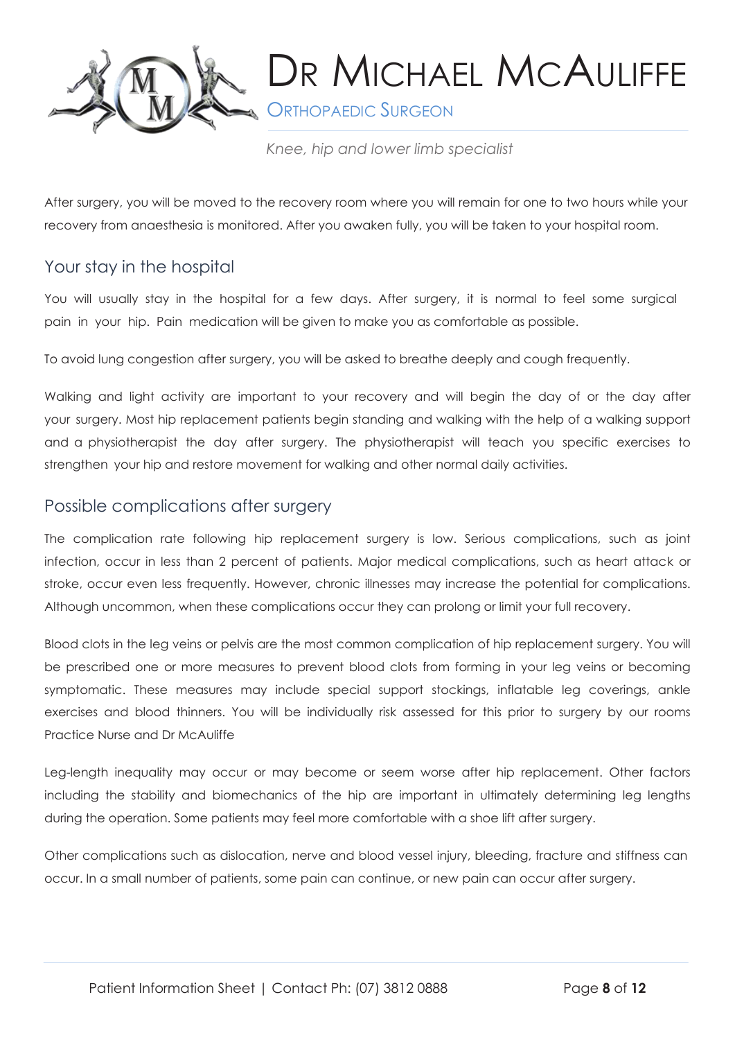After surgery, you will be moved to the recovery room where you will remain for one to two hours while your recovery from anaesthesia is monitored. After you awaken fully, you will be taken to your hospital room.

## Your stay in the hospital

You will usually stay in the hospital for a few days. After surgery, it is normal to feel some surgical pain in your hip. Pain medication will be given to make you as comfortable as possible.

To avoid lung congestion after surgery, you will be asked to breathe deeply and cough frequently.

Walking and light activity are important to your recovery and will begin the day of or the day after your surgery. Most hip replacement patients begin standing and walking with the help of a walking support and a physiotherapist the day after surgery. The physiotherapist will teach you specific exercises to strengthen your hip and restore movement for walking and other normal daily activities.

## Possible complications after surgery

The complication rate following hip replacement surgery is low. Serious complications, such as joint infection, occur in less than 2 percent of patients. Major medical complications, such as heart attack or stroke, occur even less frequently. However, chronic illnesses may increase the potential for complications. Although uncommon, when these complications occur they can prolong or limit your full recovery.

Blood clots in the leg veins or pelvis are the most common complication of hip replacement surgery. You will be prescribed one or more measures to prevent blood clots from forming in your leg veins or becoming symptomatic. These measures may include special support stockings, inflatable leg coverings, ankle exercises and blood thinners. You will be individually risk assessed for this prior to surgery by our rooms Practice Nurse and Dr McAuliffe

Leg-length inequality may occur or may become or seem worse after hip replacement. Other factors including the stability and biomechanics of the hip are important in ultimately determining leg lengths during the operation. Some patients may feel more comfortable with a shoe lift after surgery.

Other complications such as dislocation, nerve and blood vessel injury, bleeding, fracture and stiffness can occur. In a small number of patients, some pain can continue, or new pain can occur after surgery.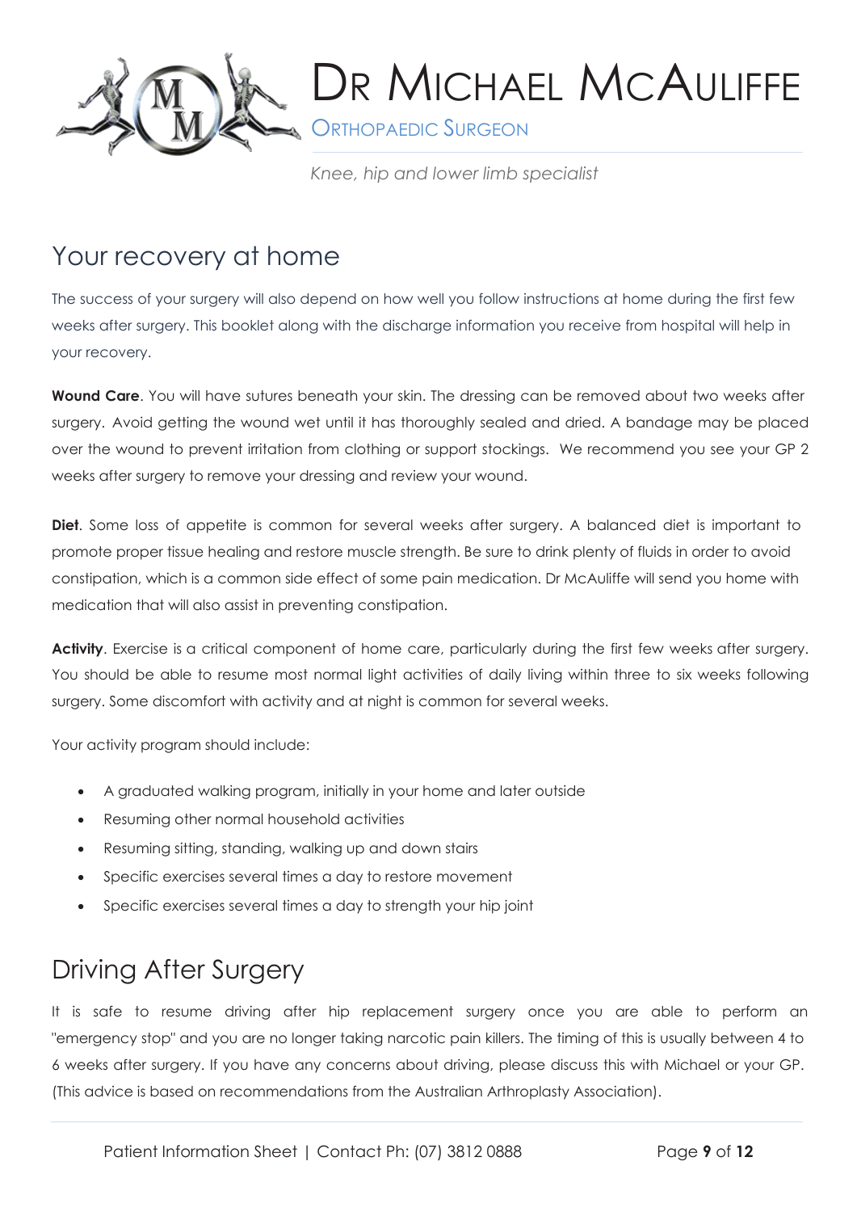## Your recovery at home

The success of your surgery will also depend on how well you follow instructions at home during the first few weeks after surgery. This booklet along with the discharge information you receive from hospital will help in your recovery.

**Wound Care**. You will have sutures beneath your skin. The dressing can be removed about two weeks after surgery. Avoid getting the wound wet until it has thoroughly sealed and dried. A bandage may be placed over the wound to prevent irritation from clothing or support stockings. We recommend you see your GP 2 weeks after surgery to remove your dressing and review your wound.

**Diet**. Some loss of appetite is common for several weeks after surgery. A balanced diet is important to promote proper tissue healing and restore muscle strength. Be sure to drink plenty of fluids in order to avoid constipation, which is a common side effect of some pain medication. Dr McAuliffe will send you home with medication that will also assist in preventing constipation.

**Activity**. Exercise is a critical component of home care, particularly during the first few weeks after surgery. You should be able to resume most normal light activities of daily living within three to six weeks following surgery. Some discomfort with activity and at night is common for several weeks.

Your activity program should include:

- A graduated walking program, initially in your home and later outside
- Resuming other normal household activities
- Resuming sitting, standing, walking up and down stairs
- Specific exercises several times a day to restore movement
- Specific exercises several times a day to strength your hip joint

## Driving After Surgery

It is safe to resume driving after hip replacement surgery once you are able to perform an "emergency stop" and you are no longer taking narcotic pain killers. The timing of this is usually between 4 to 6 weeks after surgery. If you have any concerns about driving, please discuss this with Michael or your GP. (This advice is based on recommendations from the Australian Arthroplasty Association).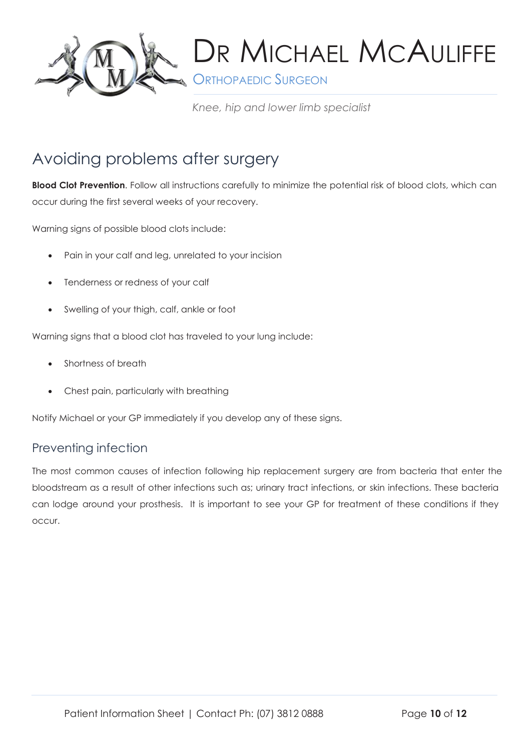# Avoiding problems after surgery

**Blood Clot Prevention**. Follow all instructions carefully to minimize the potential risk of blood clots, which can occur during the first several weeks of your recovery.

Warning signs of possible blood clots include:

- Pain in your calf and leg, unrelated to your incision
- Tenderness or redness of your calf
- Swelling of your thigh, calf, ankle or foot

Warning signs that a blood clot has traveled to your lung include:

- Shortness of breath
- Chest pain, particularly with breathing

Notify Michael or your GP immediately if you develop any of these signs.

## Preventing infection

The most common causes of infection following hip replacement surgery are from bacteria that enter the bloodstream as a result of other infections such as; urinary tract infections, or skin infections. These bacteria can lodge around your prosthesis. It is important to see your GP for treatment of these conditions if they occur.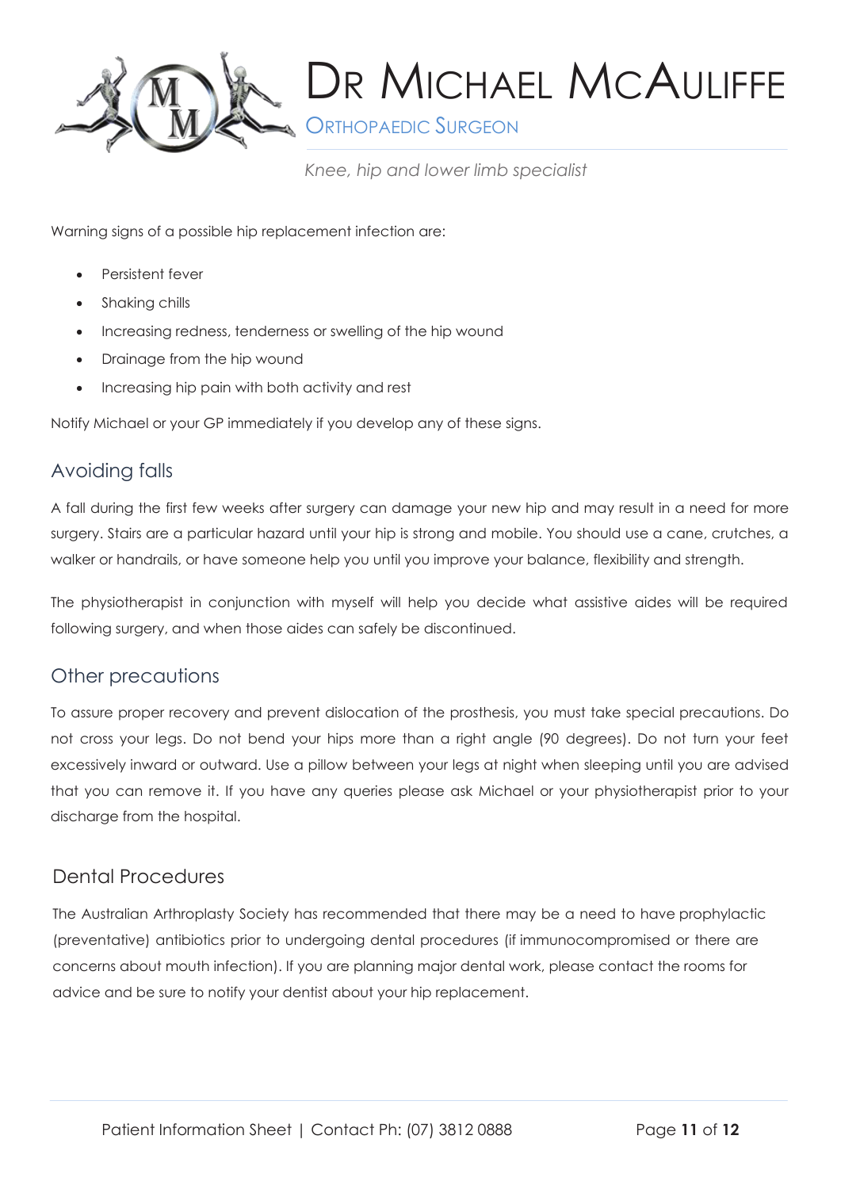Warning signs of a possible hip replacement infection are:

- Persistent fever
- Shaking chills
- Increasing redness, tenderness or swelling of the hip wound
- Drainage from the hip wound
- Increasing hip pain with both activity and rest

Notify Michael or your GP immediately if you develop any of these signs.

## Avoiding falls

A fall during the first few weeks after surgery can damage your new hip and may result in a need for more surgery. Stairs are a particular hazard until your hip is strong and mobile. You should use a cane, crutches, a walker or handrails, or have someone help you until you improve your balance, flexibility and strength.

The physiotherapist in conjunction with myself will help you decide what assistive aides will be required following surgery, and when those aides can safely be discontinued.

## Other precautions

To assure proper recovery and prevent dislocation of the prosthesis, you must take special precautions. Do not cross your legs. Do not bend your hips more than a right angle (90 degrees). Do not turn your feet excessively inward or outward. Use a pillow between your legs at night when sleeping until you are advised that you can remove it. If you have any queries please ask Michael or your physiotherapist prior to your discharge from the hospital.

## Dental Procedures

The Australian Arthroplasty Society has recommended that there may be a need to have prophylactic (preventative) antibiotics prior to undergoing dental procedures (if immunocompromised or there are concerns about mouth infection). If you are planning major dental work, please contact the rooms for advice and be sure to notify your dentist about your hip replacement.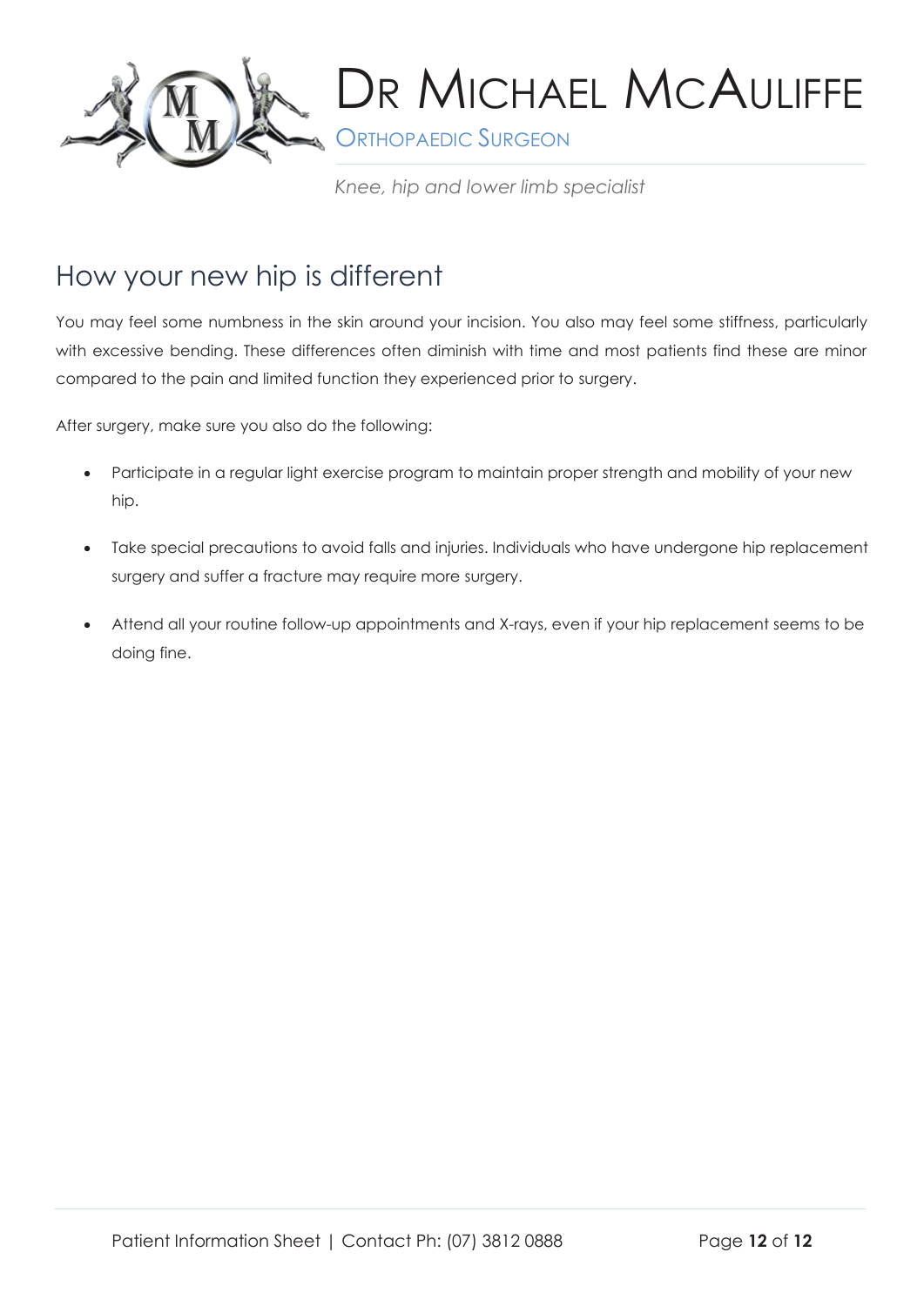## How your new hip is different

You may feel some numbness in the skin around your incision. You also may feel some stiffness, particularly with excessive bending. These differences often diminish with time and most patients find these are minor compared to the pain and limited function they experienced prior to surgery.

After surgery, make sure you also do the following:

- Participate in a regular light exercise program to maintain proper strength and mobility of your new hip.
- Take special precautions to avoid falls and injuries. Individuals who have undergone hip replacement surgery and suffer a fracture may require more surgery.
- Attend all your routine follow-up appointments and X-rays, even if your hip replacement seems to be doing fine.